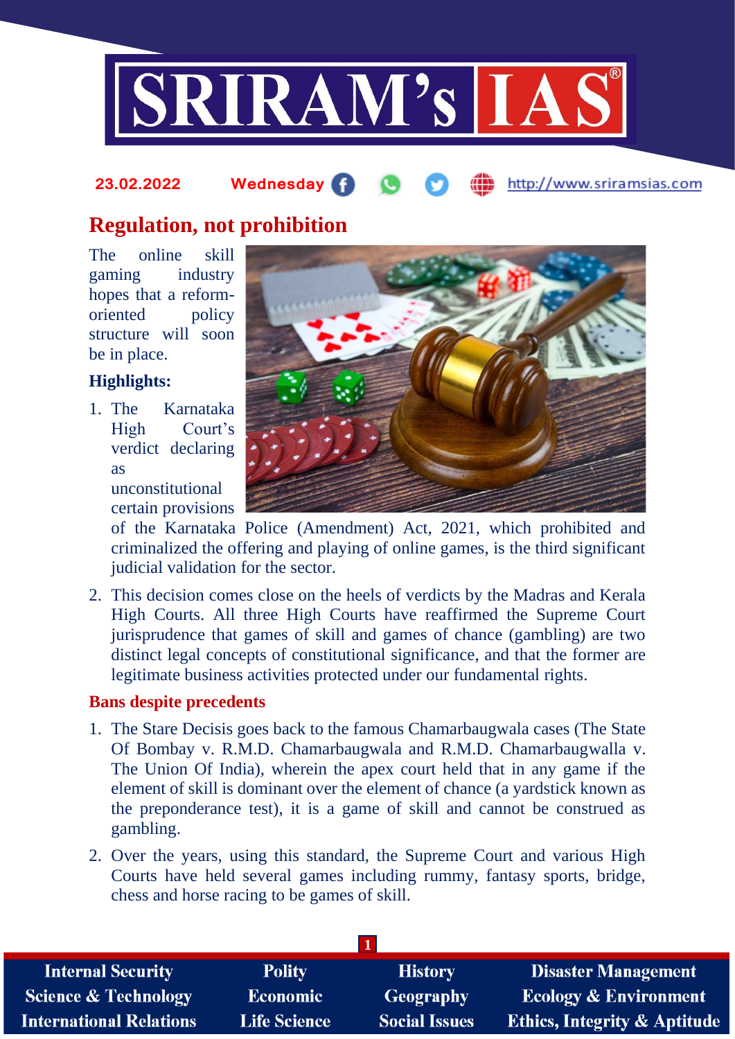23.02.2022 Wednesday http://www.sriramsias.com

# Regulation, not prohibition

The online skill gaming industry hopes that a reform-oriented policy structure will soon be in place.

**Highlights:**

1. The Karnataka High Court's verdict declaring as unconstitutional certain provisions of the Karnataka Police (Amendment) Act, 2021, which prohibited and criminalized the offering and playing of online games, is the third significant judicial validation for the sector.
2. This decision comes close on the heels of verdicts by the Madras and Kerala High Courts. All three High Courts have reaffirmed the Supreme Court jurisprudence that games of skill and games of chance (gambling) are two distinct legal concepts of constitutional significance, and that the former are legitimate business activities protected under our fundamental rights.

## Bans despite precedents

1. The Stare Decisis goes back to the famous Chamarbaugwala cases (The State Of Bombay v. R.M.D. Chamarbaugwala and R.M.D. Chamarbaugwalla v. The Union Of India), wherein the apex court held that in any game if the element of skill is dominant over the element of chance (a yardstick known as the preponderance test), it is a game of skill and cannot be construed as gambling.
2. Over the years, using this standard, the Supreme Court and various High Courts have held several games including rummy, fantasy sports, bridge, chess and horse racing to be games of skill.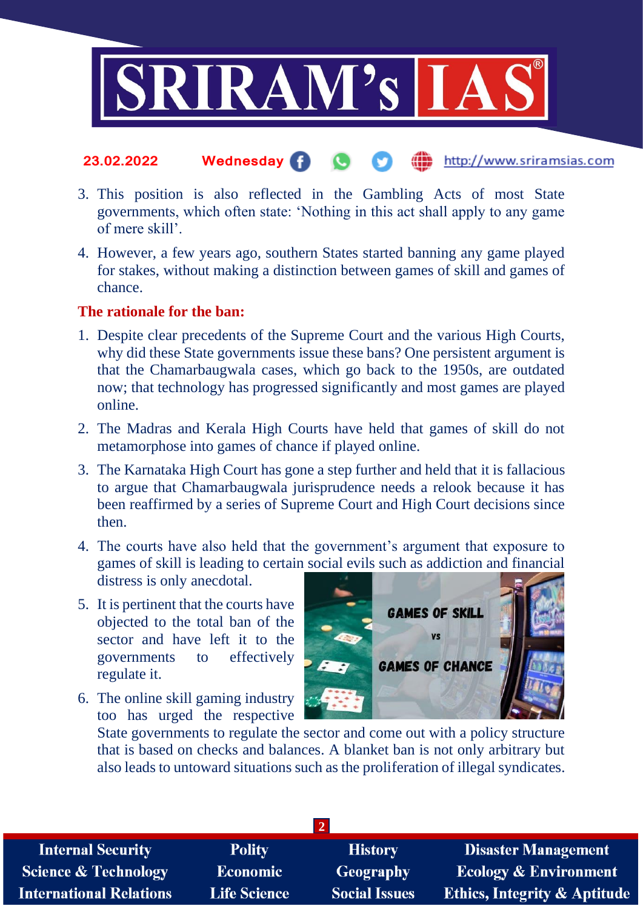3. This position is also reflected in the Gambling Acts of most State governments, which often state: 'Nothing in this act shall apply to any game of mere skill'.
4. However, a few years ago, southern States started banning any game played for stakes, without making a distinction between games of skill and games of chance.

**The rationale for the ban:**

1. Despite clear precedents of the Supreme Court and the various High Courts, why did these State governments issue these bans? One persistent argument is that the Chamarbaugwala cases, which go back to the 1950s, are outdated now; that technology has progressed significantly and most games are played online.
2. The Madras and Kerala High Courts have held that games of skill do not metamorphose into games of chance if played online.
3. The Karnataka High Court has gone a step further and held that it is fallacious to argue that Chamarbaugwala jurisprudence needs a relook because it has been reaffirmed by a series of Supreme Court and High Court decisions since then.
4. The courts have also held that the government's argument that exposure to games of skill is leading to certain social evils such as addiction and financial distress is only anecdotal.
5. It is pertinent that the courts have objected to the total ban of the sector and have left it to the governments to effectively regulate it.
6. The online skill gaming industry too has urged the respective State governments to regulate the sector and come out with a policy structure that is based on checks and balances. A blanket ban is not only arbitrary but also leads to untoward situations such as the proliferation of illegal syndicates.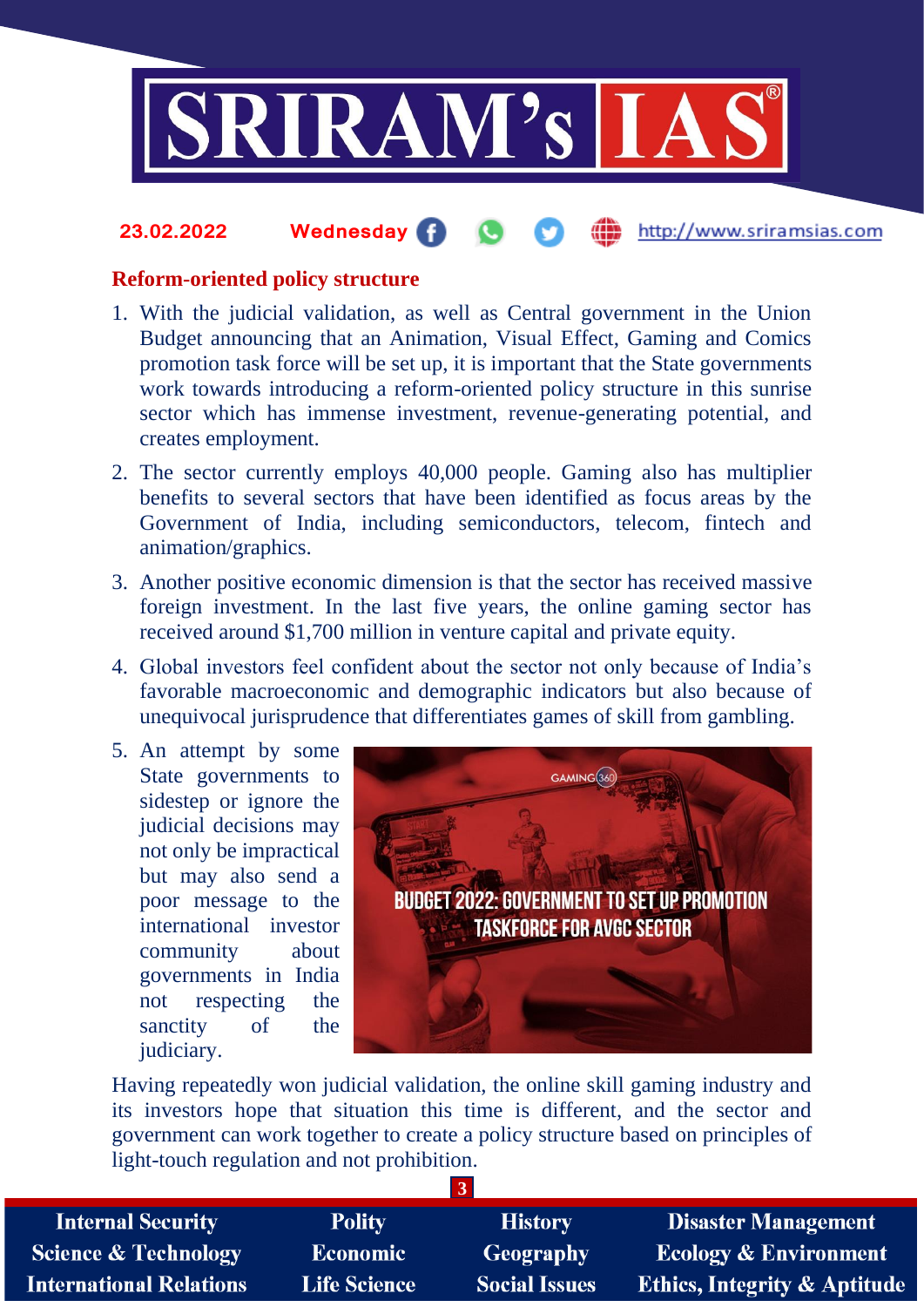## Reform-oriented policy structure

1. With the judicial validation, as well as Central government in the Union Budget announcing that an Animation, Visual Effect, Gaming and Comics promotion task force will be set up, it is important that the State governments work towards introducing a reform-oriented policy structure in this sunrise sector which has immense investment, revenue-generating potential, and creates employment.
2. The sector currently employs 40,000 people. Gaming also has multiplier benefits to several sectors that have been identified as focus areas by the Government of India, including semiconductors, telecom, fintech and animation/graphics.
3. Another positive economic dimension is that the sector has received massive foreign investment. In the last five years, the online gaming sector has received around $1,700 million in venture capital and private equity.
4. Global investors feel confident about the sector not only because of India's favorable macroeconomic and demographic indicators but also because of unequivocal jurisprudence that differentiates games of skill from gambling.
5. An attempt by some State governments to sidestep or ignore the judicial decisions may not only be impractical but may also send a poor message to the international investor community about governments in India not respecting the sanctity of the judiciary.

BUDGET 2022: GOVERNMENT TO SET UP PROMOTION TASKFORCE FOR AVGC SECTOR

Having repeatedly won judicial validation, the online skill gaming industry and its investors hope that situation this time is different, and the sector and government can work together to create a policy structure based on principles of light-touch regulation and not prohibition.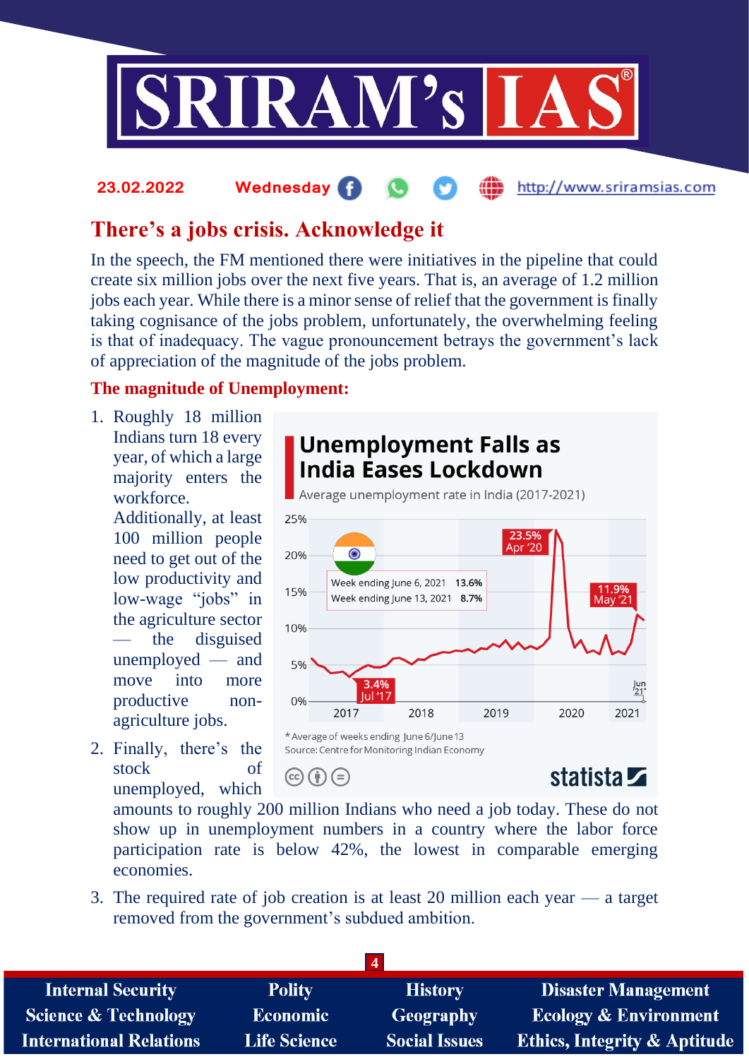## There's a jobs crisis. Acknowledge it

In the speech, the FM mentioned there were initiatives in the pipeline that could create six million jobs over the next five years. That is, an average of 1.2 million jobs each year. While there is a minor sense of relief that the government is finally taking cognisance of the jobs problem, unfortunately, the overwhelming feeling is that of inadequacy. The vague pronouncement betrays the government's lack of appreciation of the magnitude of the jobs problem.

### The magnitude of Unemployment:

1. Roughly 18 million Indians turn 18 every year, of which a large majority enters the workforce. Additionally, at least 100 million people need to get out of the low productivity and low-wage "jobs" in the agriculture sector — the disguised unemployed — and move into more productive non-agriculture jobs.
2. Finally, there's the stock of unemployed, which amounts to roughly 200 million Indians who need a job today. These do not show up in unemployment numbers in a country where the labor force participation rate is below 42%, the lowest in comparable emerging economies.
3. The required rate of job creation is at least 20 million each year — a target removed from the government's subdued ambition.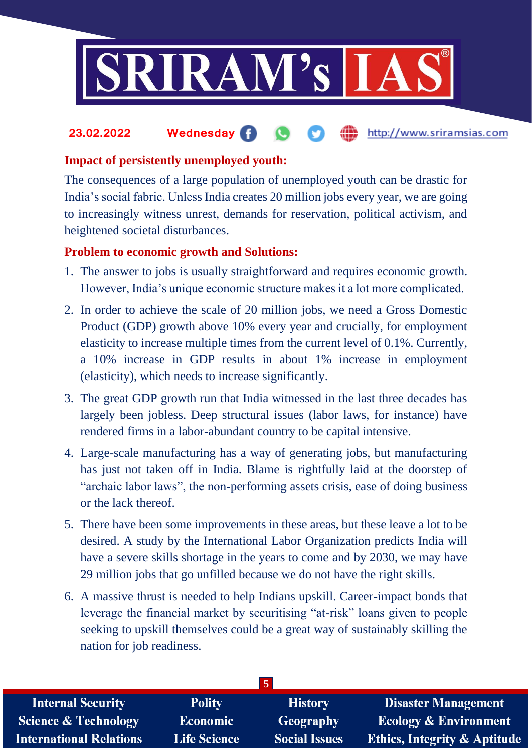### Impact of persistently unemployed youth:

The consequences of a large population of unemployed youth can be drastic for India's social fabric. Unless India creates 20 million jobs every year, we are going to increasingly witness unrest, demands for reservation, political activism, and heightened societal disturbances.

### Problem to economic growth and Solutions:

1. The answer to jobs is usually straightforward and requires economic growth. However, India's unique economic structure makes it a lot more complicated.
2. In order to achieve the scale of 20 million jobs, we need a Gross Domestic Product (GDP) growth above 10% every year and crucially, for employment elasticity to increase multiple times from the current level of 0.1%. Currently, a 10% increase in GDP results in about 1% increase in employment (elasticity), which needs to increase significantly.
3. The great GDP growth run that India witnessed in the last three decades has largely been jobless. Deep structural issues (labor laws, for instance) have rendered firms in a labor-abundant country to be capital intensive.
4. Large-scale manufacturing has a way of generating jobs, but manufacturing has just not taken off in India. Blame is rightfully laid at the doorstep of "archaic labor laws", the non-performing assets crisis, ease of doing business or the lack thereof.
5. There have been some improvements in these areas, but these leave a lot to be desired. A study by the International Labor Organization predicts India will have a severe skills shortage in the years to come and by 2030, we may have 29 million jobs that go unfilled because we do not have the right skills.
6. A massive thrust is needed to help Indians upskill. Career-impact bonds that leverage the financial market by securitising "at-risk" loans given to people seeking to upskill themselves could be a great way of sustainably skilling the nation for job readiness.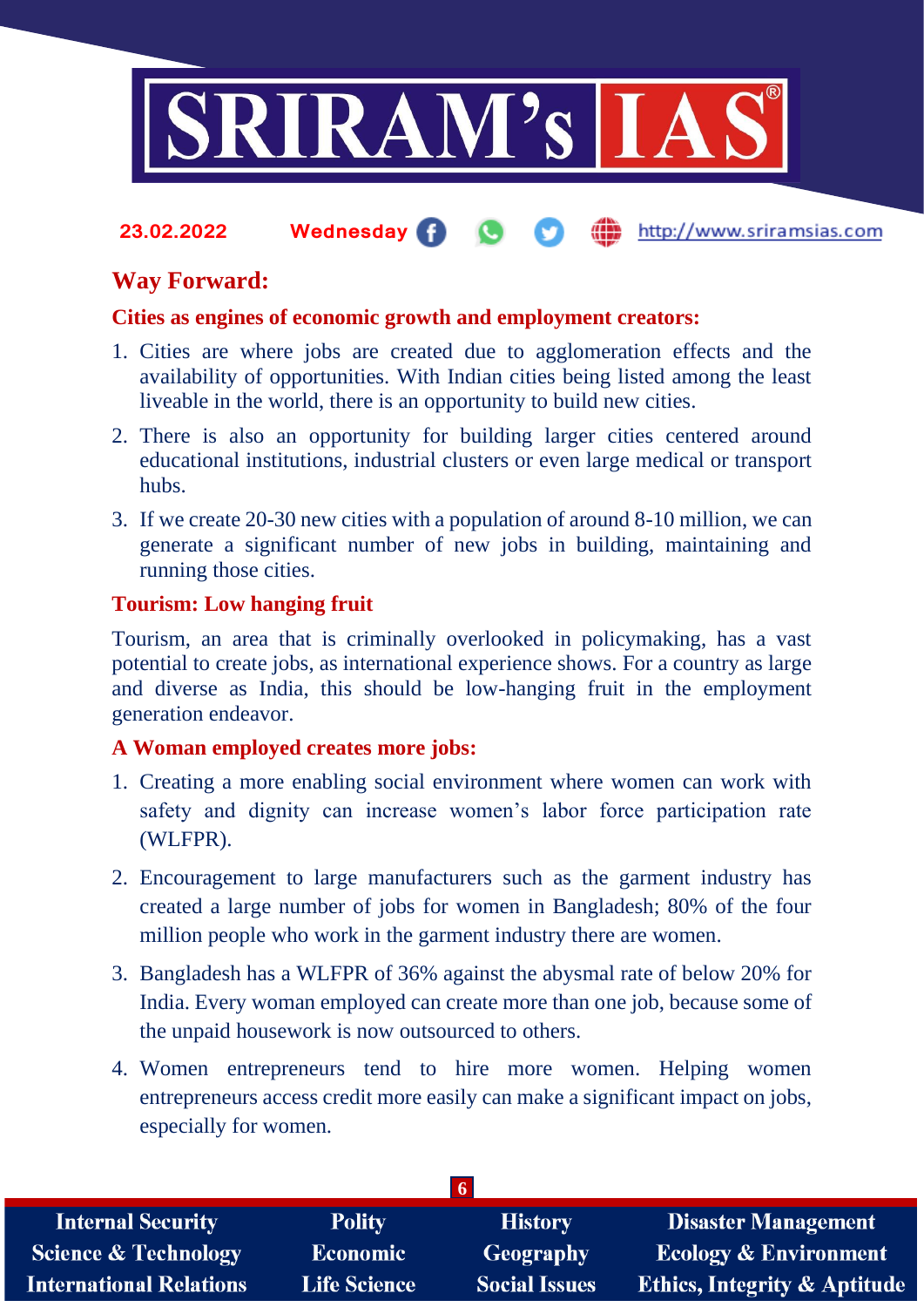## Way Forward:

### Cities as engines of economic growth and employment creators:

1. Cities are where jobs are created due to agglomeration effects and the availability of opportunities. With Indian cities being listed among the least liveable in the world, there is an opportunity to build new cities.
2. There is also an opportunity for building larger cities centered around educational institutions, industrial clusters or even large medical or transport hubs.
3. If we create 20-30 new cities with a population of around 8-10 million, we can generate a significant number of new jobs in building, maintaining and running those cities.

### Tourism: Low hanging fruit

Tourism, an area that is criminally overlooked in policymaking, has a vast potential to create jobs, as international experience shows. For a country as large and diverse as India, this should be low-hanging fruit in the employment generation endeavor.

### A Woman employed creates more jobs:

1. Creating a more enabling social environment where women can work with safety and dignity can increase women's labor force participation rate (WLFPR).
2. Encouragement to large manufacturers such as the garment industry has created a large number of jobs for women in Bangladesh; 80% of the four million people who work in the garment industry there are women.
3. Bangladesh has a WLFPR of 36% against the abysmal rate of below 20% for India. Every woman employed can create more than one job, because some of the unpaid housework is now outsourced to others.
4. Women entrepreneurs tend to hire more women. Helping women entrepreneurs access credit more easily can make a significant impact on jobs, especially for women.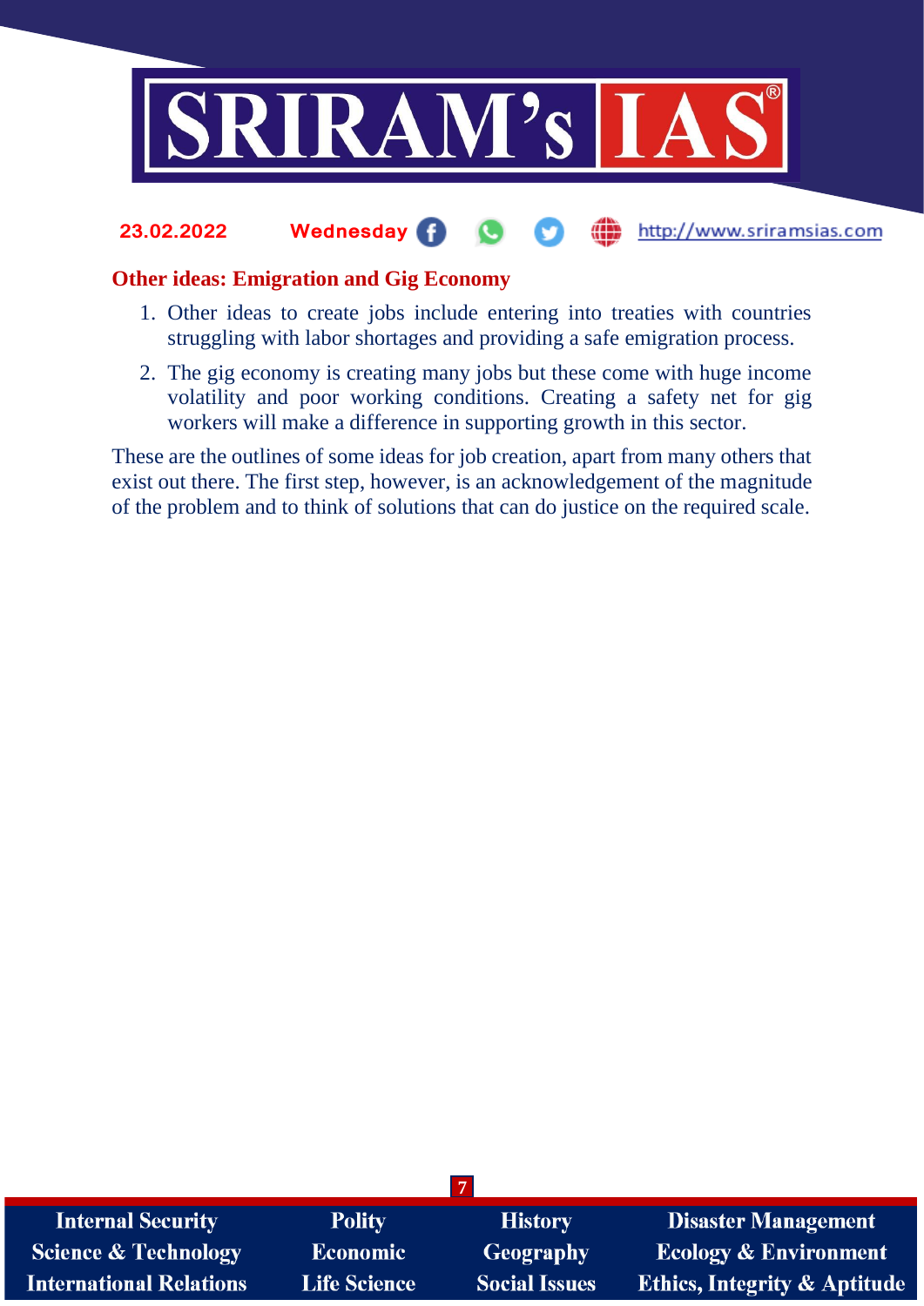### Other ideas: Emigration and Gig Economy

1. Other ideas to create jobs include entering into treaties with countries struggling with labor shortages and providing a safe emigration process.
2. The gig economy is creating many jobs but these come with huge income volatility and poor working conditions. Creating a safety net for gig workers will make a difference in supporting growth in this sector.

These are the outlines of some ideas for job creation, apart from many others that exist out there. The first step, however, is an acknowledgement of the magnitude of the problem and to think of solutions that can do justice on the required scale.